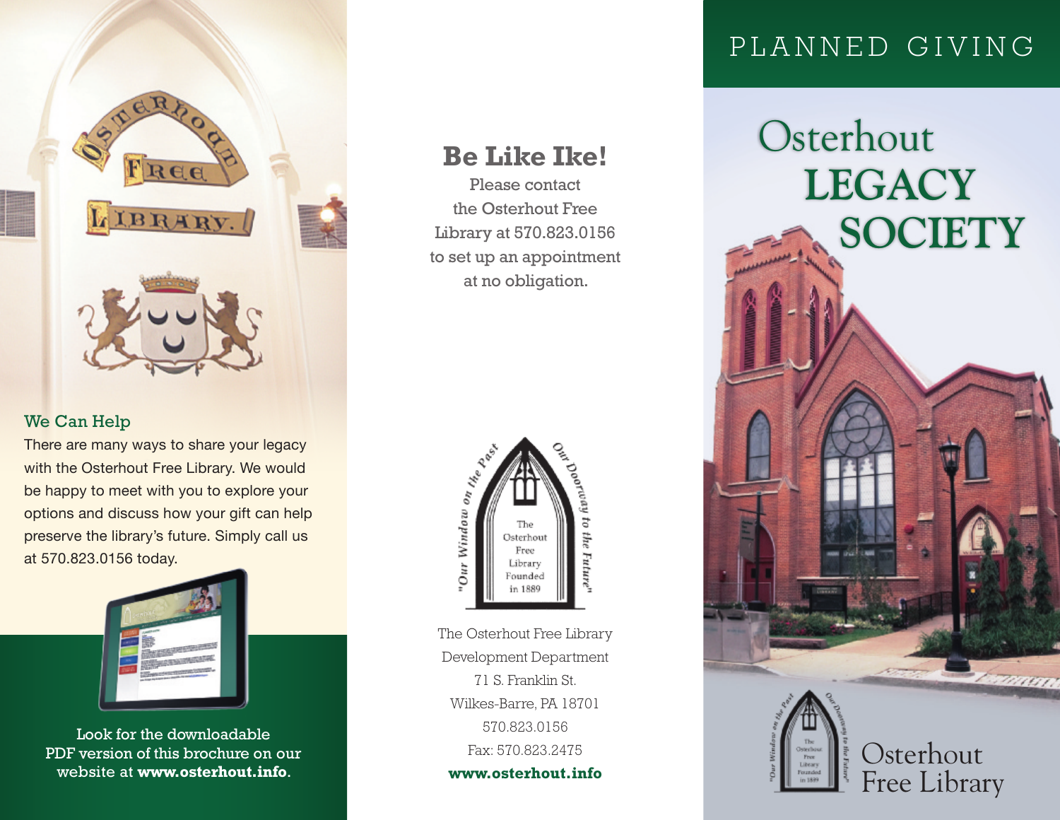## We Can Help

There are many ways to share your legacy with the Osterhout Free Library. We would be happy to meet with you to explore your options and discuss how your gift can help preserve the library's future. Simply call us at 570.823.0156 today.

Look for the downloadable PDF version of this brochure on our website at **www.osterhout.info**.

# Be Like Ike!

Please contact the Osterhout Free Library at 570.823.0156 to set up an appointment at no obligation.

"Our Window on the Past Our Doorway to the Future"

The Osterhout Free Library Founded in 1889

The Osterhout Free Library
Development Department
71 S. Franklin St.
Wilkes-Barre, PA 18701
570.823.0156
Fax: 570.823.2475
**www.osterhout.info**

PLANNED GIVING

# Osterhout LEGACY SOCIETY

Osterhout Free Library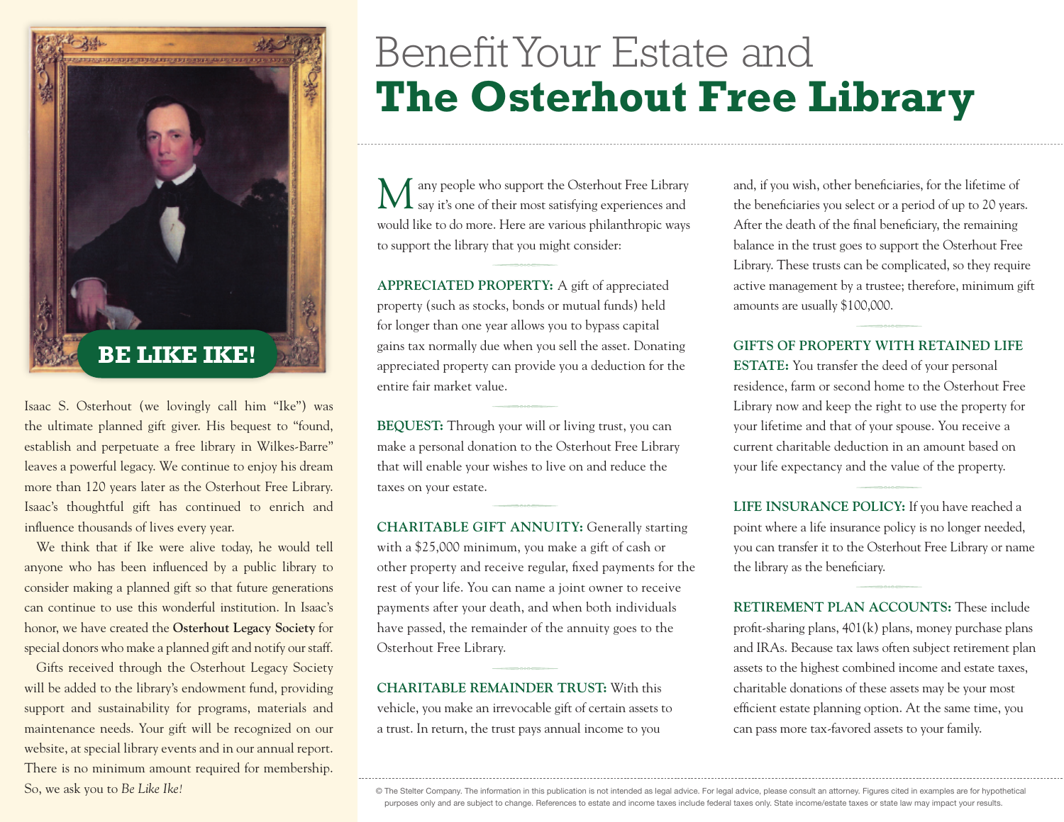BE LIKE IKE!

Isaac S. Osterhout (we lovingly call him "Ike") was the ultimate planned gift giver. His bequest to "found, establish and perpetuate a free library in Wilkes-Barre" leaves a powerful legacy. We continue to enjoy his dream more than 120 years later as the Osterhout Free Library. Isaac's thoughtful gift has continued to enrich and influence thousands of lives every year.

We think that if Ike were alive today, he would tell anyone who has been influenced by a public library to consider making a planned gift so that future generations can continue to use this wonderful institution. In Isaac's honor, we have created the **Osterhout Legacy Society** for special donors who make a planned gift and notify our staff.

Gifts received through the Osterhout Legacy Society will be added to the library's endowment fund, providing support and sustainability for programs, materials and maintenance needs. Your gift will be recognized on our website, at special library events and in our annual report. There is no minimum amount required for membership. So, we ask you to *Be Like Ike!*

# Benefit Your Estate and **The Osterhout Free Library**

Many people who support the Osterhout Free Library say it's one of their most satisfying experiences and would like to do more. Here are various philanthropic ways to support the library that you might consider:

**APPRECIATED PROPERTY:** A gift of appreciated property (such as stocks, bonds or mutual funds) held for longer than one year allows you to bypass capital gains tax normally due when you sell the asset. Donating appreciated property can provide you a deduction for the entire fair market value.

**BEQUEST:** Through your will or living trust, you can make a personal donation to the Osterhout Free Library that will enable your wishes to live on and reduce the taxes on your estate.

**CHARITABLE GIFT ANNUITY:** Generally starting with a $25,000 minimum, you make a gift of cash or other property and receive regular, fixed payments for the rest of your life. You can name a joint owner to receive payments after your death, and when both individuals have passed, the remainder of the annuity goes to the Osterhout Free Library.

**CHARITABLE REMAINDER TRUST:** With this vehicle, you make an irrevocable gift of certain assets to a trust. In return, the trust pays annual income to you and, if you wish, other beneficiaries, for the lifetime of the beneficiaries you select or a period of up to 20 years. After the death of the final beneficiary, the remaining balance in the trust goes to support the Osterhout Free Library. These trusts can be complicated, so they require active management by a trustee; therefore, minimum gift amounts are usually $100,000.

**GIFTS OF PROPERTY WITH RETAINED LIFE ESTATE:** You transfer the deed of your personal residence, farm or second home to the Osterhout Free Library now and keep the right to use the property for your lifetime and that of your spouse. You receive a current charitable deduction in an amount based on your life expectancy and the value of the property.

**LIFE INSURANCE POLICY:** If you have reached a point where a life insurance policy is no longer needed, you can transfer it to the Osterhout Free Library or name the library as the beneficiary.

**RETIREMENT PLAN ACCOUNTS:** These include profit-sharing plans, 401(k) plans, money purchase plans and IRAs. Because tax laws often subject retirement plan assets to the highest combined income and estate taxes, charitable donations of these assets may be your most efficient estate planning option. At the same time, you can pass more tax-favored assets to your family.

© The Stelter Company. The information in this publication is not intended as legal advice. For legal advice, please consult an attorney. Figures cited in examples are for hypothetical purposes only and are subject to change. References to estate and income taxes include federal taxes only. State income/estate taxes or state law may impact your results.